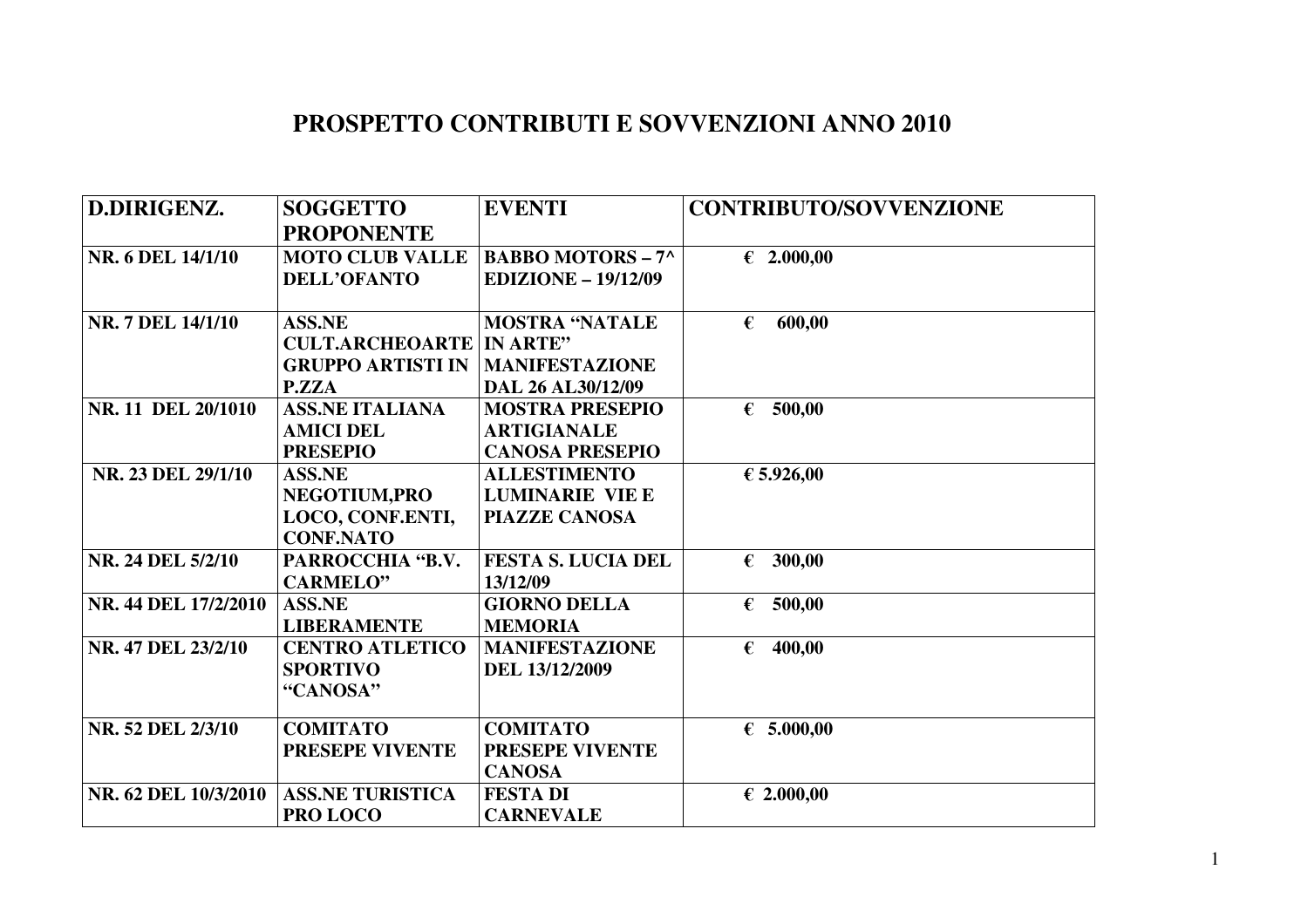# PROSPETTO CONTRIBUTI E SOVVENZIONI ANNO 2010

| D.DIRIGENZ. | SOGGETTO PROPONENTE | EVENTI | CONTRIBUTO/SOVVENZIONE |
|---|---|---|---|
| NR. 6 DEL 14/1/10 | MOTO CLUB VALLE DELL'OFANTO | BABBO MOTORS – 7^ EDIZIONE – 19/12/09 | € 2.000,00 |
| NR. 7 DEL 14/1/10 | ASS.NE CULT.ARCHEOARTE GRUPPO ARTISTI IN P.ZZA | MOSTRA "NATALE IN ARTE" MANIFESTAZIONE DAL 26 AL30/12/09 | € 600,00 |
| NR. 11 DEL 20/1010 | ASS.NE ITALIANA AMICI DEL PRESEPIO | MOSTRA PRESEPIO ARTIGIANALE CANOSA PRESEPIO | € 500,00 |
| NR. 23 DEL 29/1/10 | ASS.NE NEGOTIUM,PRO LOCO, CONF.ENTI, CONF.NATO | ALLESTIMENTO LUMINARIE VIE E PIAZZE CANOSA | € 5.926,00 |
| NR. 24 DEL 5/2/10 | PARROCCHIA "B.V. CARMELO" | FESTA S. LUCIA DEL 13/12/09 | € 300,00 |
| NR. 44 DEL 17/2/2010 | ASS.NE LIBERAMENTE | GIORNO DELLA MEMORIA | € 500,00 |
| NR. 47 DEL 23/2/10 | CENTRO ATLETICO SPORTIVO "CANOSA" | MANIFESTAZIONE DEL 13/12/2009 | € 400,00 |
| NR. 52 DEL 2/3/10 | COMITATO PRESEPE VIVENTE | COMITATO PRESEPE VIVENTE CANOSA | € 5.000,00 |
| NR. 62 DEL 10/3/2010 | ASS.NE TURISTICA PRO LOCO | FESTA DI CARNEVALE | € 2.000,00 |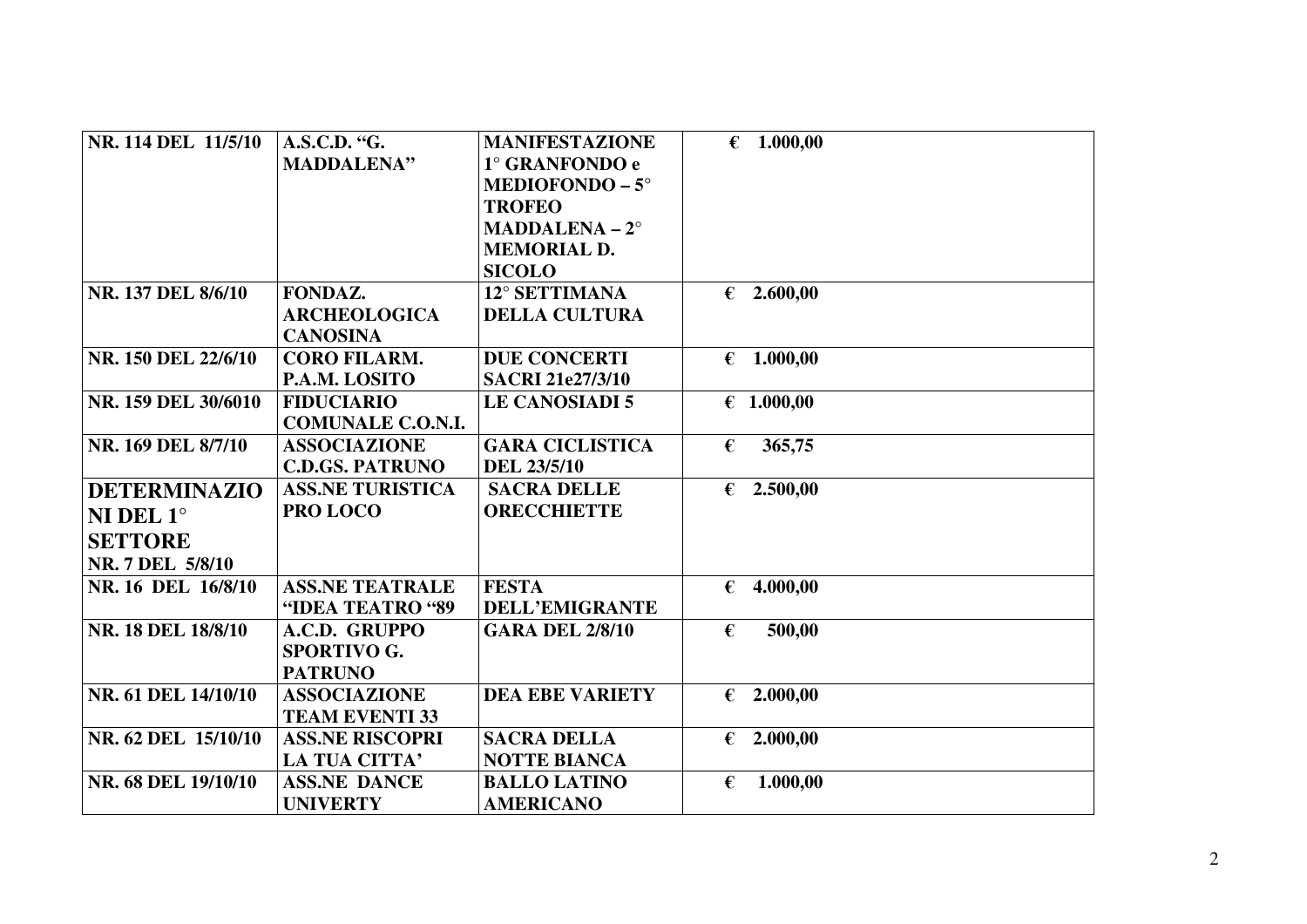| **NR. 114 DEL 11/5/10** | **A.S.C.D. "G. MADDALENA"** | **MANIFESTAZIONE 1° GRANFONDO e MEDIOFONDO – 5° TROFEO MADDALENA – 2° MEMORIAL D. SICOLO** | **€ 1.000,00** |
|---|---|---|---|
| **NR. 137 DEL 8/6/10** | **FONDAZ. ARCHEOLOGICA CANOSINA** | **12° SETTIMANA DELLA CULTURA** | **€ 2.600,00** |
| **NR. 150 DEL 22/6/10** | **CORO FILARM. P.A.M. LOSITO** | **DUE CONCERTI SACRI 21e27/3/10** | **€ 1.000,00** |
| **NR. 159 DEL 30/6010** | **FIDUCIARIO COMUNALE C.O.N.I.** | **LE CANOSIADI 5** | **€ 1.000,00** |
| **NR. 169 DEL 8/7/10** | **ASSOCIAZIONE C.D.GS. PATRUNO** | **GARA CICLISTICA DEL 23/5/10** | **€ 365,75** |
| **DETERMINAZIONI DEL 1° SETTORE NR. 7 DEL 5/8/10** | **ASS.NE TURISTICA PRO LOCO** | **SACRA DELLE ORECCHIETTE** | **€ 2.500,00** |
| **NR. 16 DEL 16/8/10** | **ASS.NE TEATRALE "IDEA TEATRO "89** | **FESTA DELL'EMIGRANTE** | **€ 4.000,00** |
| **NR. 18 DEL 18/8/10** | **A.C.D. GRUPPO SPORTIVO G. PATRUNO** | **GARA DEL 2/8/10** | **€ 500,00** |
| **NR. 61 DEL 14/10/10** | **ASSOCIAZIONE TEAM EVENTI 33** | **DEA EBE VARIETY** | **€ 2.000,00** |
| **NR. 62 DEL 15/10/10** | **ASS.NE RISCOPRI LA TUA CITTA'** | **SACRA DELLA NOTTE BIANCA** | **€ 2.000,00** |
| **NR. 68 DEL 19/10/10** | **ASS.NE DANCE UNIVERTY** | **BALLO LATINO AMERICANO** | **€ 1.000,00** |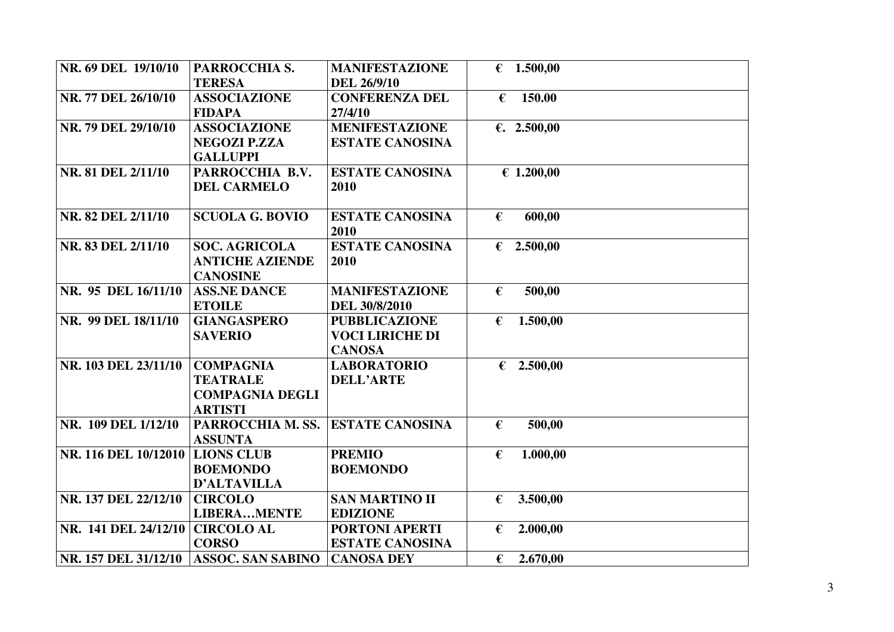| | | | |
|---|---|---|---|
| **NR. 69 DEL 19/10/10** | **PARROCCHIA S. TERESA** | **MANIFESTAZIONE DEL 26/9/10** | **€ 1.500,00** |
| **NR. 77 DEL 26/10/10** | **ASSOCIAZIONE FIDAPA** | **CONFERENZA DEL 27/4/10** | **€ 150.00** |
| **NR. 79 DEL 29/10/10** | **ASSOCIAZIONE NEGOZI P.ZZA GALLUPPI** | **MENIFESTAZIONE ESTATE CANOSINA** | **€. 2.500,00** |
| **NR. 81 DEL 2/11/10** | **PARROCCHIA B.V. DEL CARMELO** | **ESTATE CANOSINA 2010** | **€ 1.200,00** |
| **NR. 82 DEL 2/11/10** | **SCUOLA G. BOVIO** | **ESTATE CANOSINA 2010** | **€ 600,00** |
| **NR. 83 DEL 2/11/10** | **SOC. AGRICOLA ANTICHE AZIENDE CANOSINE** | **ESTATE CANOSINA 2010** | **€ 2.500,00** |
| **NR. 95 DEL 16/11/10** | **ASS.NE DANCE ETOILE** | **MANIFESTAZIONE DEL 30/8/2010** | **€ 500,00** |
| **NR. 99 DEL 18/11/10** | **GIANGASPERO SAVERIO** | **PUBBLICAZIONE VOCI LIRICHE DI CANOSA** | **€ 1.500,00** |
| **NR. 103 DEL 23/11/10** | **COMPAGNIA TEATRALE COMPAGNIA DEGLI ARTISTI** | **LABORATORIO DELL'ARTE** | **€ 2.500,00** |
| **NR. 109 DEL 1/12/10** | **PARROCCHIA M. SS. ASSUNTA** | **ESTATE CANOSINA** | **€ 500,00** |
| **NR. 116 DEL 10/12010** | **LIONS CLUB BOEMONDO D'ALTAVILLA** | **PREMIO BOEMONDO** | **€ 1.000,00** |
| **NR. 137 DEL 22/12/10** | **CIRCOLO LIBERA…MENTE** | **SAN MARTINO II EDIZIONE** | **€ 3.500,00** |
| **NR. 141 DEL 24/12/10** | **CIRCOLO AL CORSO** | **PORTONI APERTI ESTATE CANOSINA** | **€ 2.000,00** |
| **NR. 157 DEL 31/12/10** | **ASSOC. SAN SABINO** | **CANOSA DEY** | **€ 2.670,00** |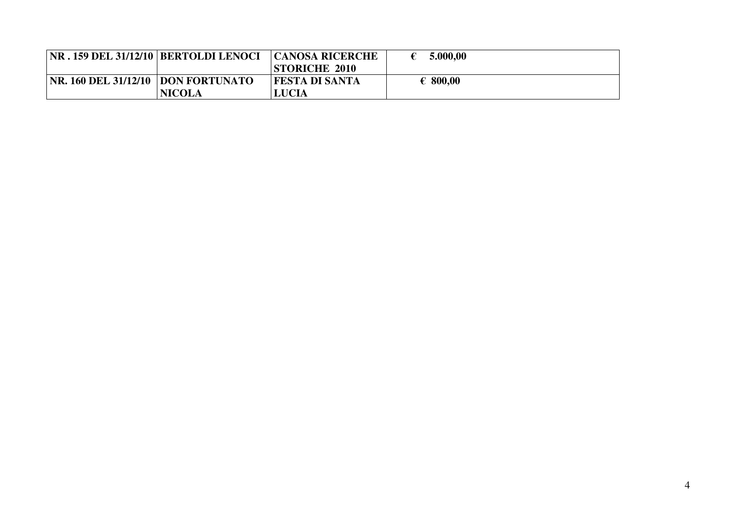| | | | |
|---|---|---|---|
| **NR . 159 DEL 31/12/10** | **BERTOLDI LENOCI** | **CANOSA RICERCHE STORICHE 2010** | **€ 5.000,00** |
| **NR. 160 DEL 31/12/10** | **DON FORTUNATO NICOLA** | **FESTA DI SANTA LUCIA** | **€ 800,00** |